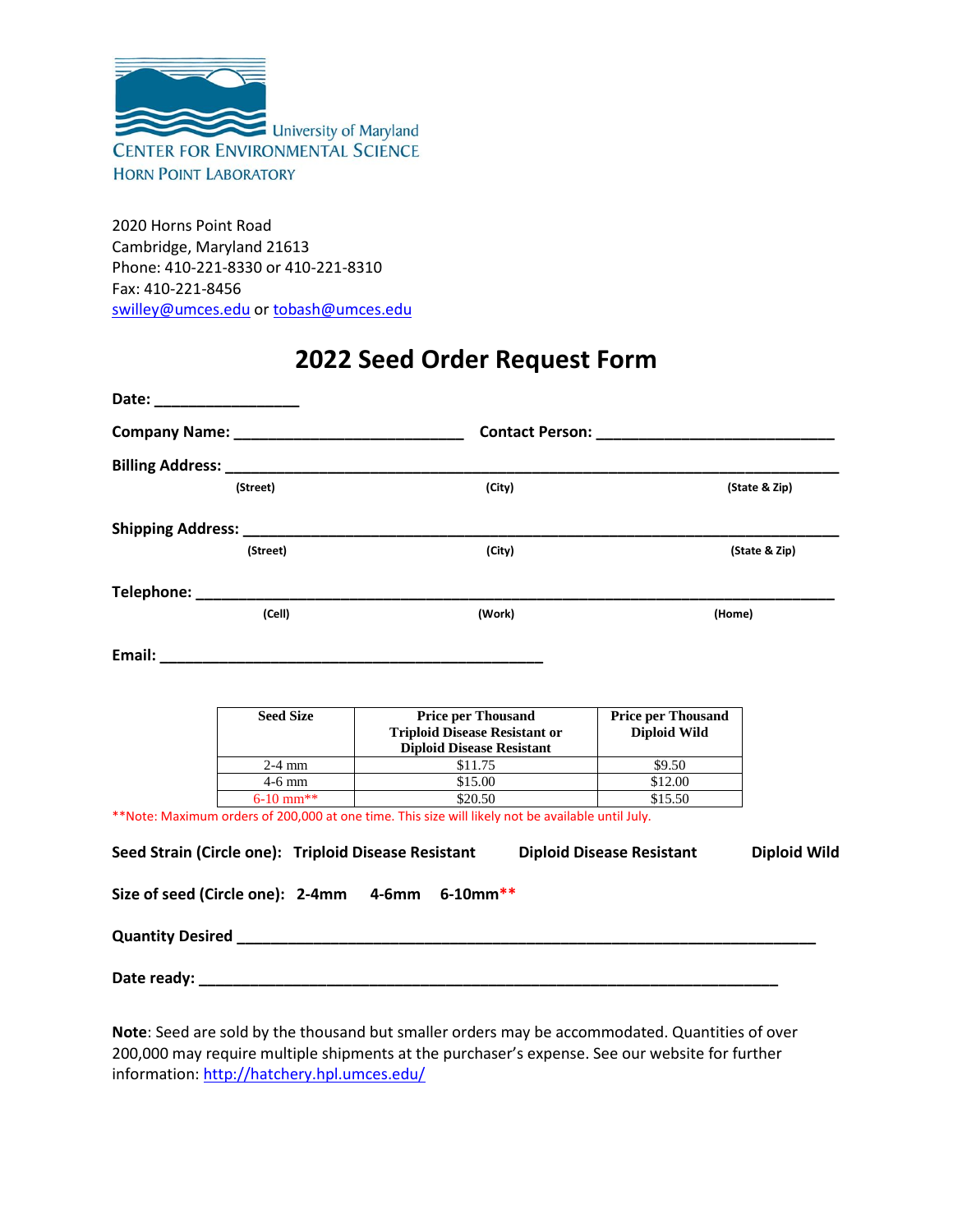University of Maryland
CENTER FOR ENVIRONMENTAL SCIENCE
HORN POINT LABORATORY

2020 Horns Point Road
Cambridge, Maryland 21613
Phone: 410-221-8330 or 410-221-8310
Fax: 410-221-8456
swilley@umces.edu or tobash@umces.edu

# 2022 Seed Order Request Form

**Date:** ________________

**Company Name:** ________________________ **Contact Person:** __________________________

**Billing Address:** ______________________________________________________________________
(Street) (City) (State & Zip)

**Shipping Address:** ____________________________________________________________________
(Street) (City) (State & Zip)

**Telephone:** __________________________________________________________________________
(Cell) (Work) (Home)

**Email:** ___________________________________________

| Seed Size | Price per Thousand Triploid Disease Resistant or Diploid Disease Resistant | Price per Thousand Diploid Wild |
|---|---|---|
| 2-4 mm | $11.75 | $9.50 |
| 4-6 mm | $15.00 | $12.00 |
| 6-10 mm** | $20.50 | $15.50 |

**Note: Maximum orders of 200,000 at one time. This size will likely not be available until July.

**Seed Strain (Circle one): Triploid Disease Resistant Diploid Disease Resistant Diploid Wild**

**Size of seed (Circle one): 2-4mm 4-6mm 6-10mm****

**Quantity Desired** ______________________________________________________________

**Date ready:** ____________________________________________________________

**Note**: Seed are sold by the thousand but smaller orders may be accommodated. Quantities of over 200,000 may require multiple shipments at the purchaser's expense. See our website for further information: http://hatchery.hpl.umces.edu/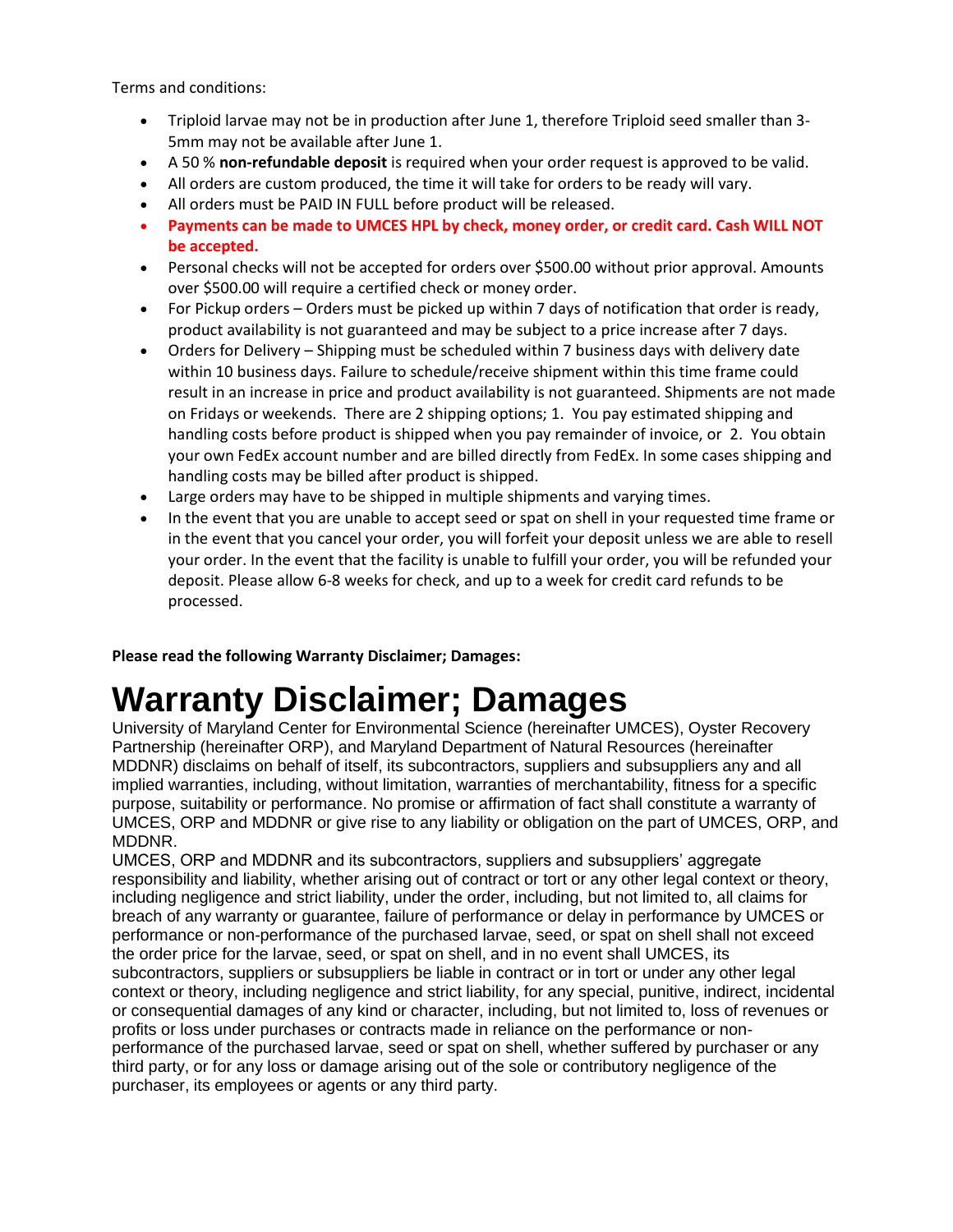Terms and conditions:

- Triploid larvae may not be in production after June 1, therefore Triploid seed smaller than 3-5mm may not be available after June 1.
- A 50 % **non-refundable deposit** is required when your order request is approved to be valid.
- All orders are custom produced, the time it will take for orders to be ready will vary.
- All orders must be PAID IN FULL before product will be released.
- **Payments can be made to UMCES HPL by check, money order, or credit card. Cash WILL NOT be accepted.**
- Personal checks will not be accepted for orders over $500.00 without prior approval. Amounts over $500.00 will require a certified check or money order.
- For Pickup orders – Orders must be picked up within 7 days of notification that order is ready, product availability is not guaranteed and may be subject to a price increase after 7 days.
- Orders for Delivery – Shipping must be scheduled within 7 business days with delivery date within 10 business days. Failure to schedule/receive shipment within this time frame could result in an increase in price and product availability is not guaranteed. Shipments are not made on Fridays or weekends. There are 2 shipping options; 1. You pay estimated shipping and handling costs before product is shipped when you pay remainder of invoice, or 2. You obtain your own FedEx account number and are billed directly from FedEx. In some cases shipping and handling costs may be billed after product is shipped.
- Large orders may have to be shipped in multiple shipments and varying times.
- In the event that you are unable to accept seed or spat on shell in your requested time frame or in the event that you cancel your order, you will forfeit your deposit unless we are able to resell your order. In the event that the facility is unable to fulfill your order, you will be refunded your deposit. Please allow 6-8 weeks for check, and up to a week for credit card refunds to be processed.

**Please read the following Warranty Disclaimer; Damages:**

# Warranty Disclaimer; Damages

University of Maryland Center for Environmental Science (hereinafter UMCES), Oyster Recovery Partnership (hereinafter ORP), and Maryland Department of Natural Resources (hereinafter MDDNR) disclaims on behalf of itself, its subcontractors, suppliers and subsuppliers any and all implied warranties, including, without limitation, warranties of merchantability, fitness for a specific purpose, suitability or performance. No promise or affirmation of fact shall constitute a warranty of UMCES, ORP and MDDNR or give rise to any liability or obligation on the part of UMCES, ORP, and MDDNR.

UMCES, ORP and MDDNR and its subcontractors, suppliers and subsuppliers' aggregate responsibility and liability, whether arising out of contract or tort or any other legal context or theory, including negligence and strict liability, under the order, including, but not limited to, all claims for breach of any warranty or guarantee, failure of performance or delay in performance by UMCES or performance or non-performance of the purchased larvae, seed, or spat on shell shall not exceed the order price for the larvae, seed, or spat on shell, and in no event shall UMCES, its subcontractors, suppliers or subsuppliers be liable in contract or in tort or under any other legal context or theory, including negligence and strict liability, for any special, punitive, indirect, incidental or consequential damages of any kind or character, including, but not limited to, loss of revenues or profits or loss under purchases or contracts made in reliance on the performance or non-performance of the purchased larvae, seed or spat on shell, whether suffered by purchaser or any third party, or for any loss or damage arising out of the sole or contributory negligence of the purchaser, its employees or agents or any third party.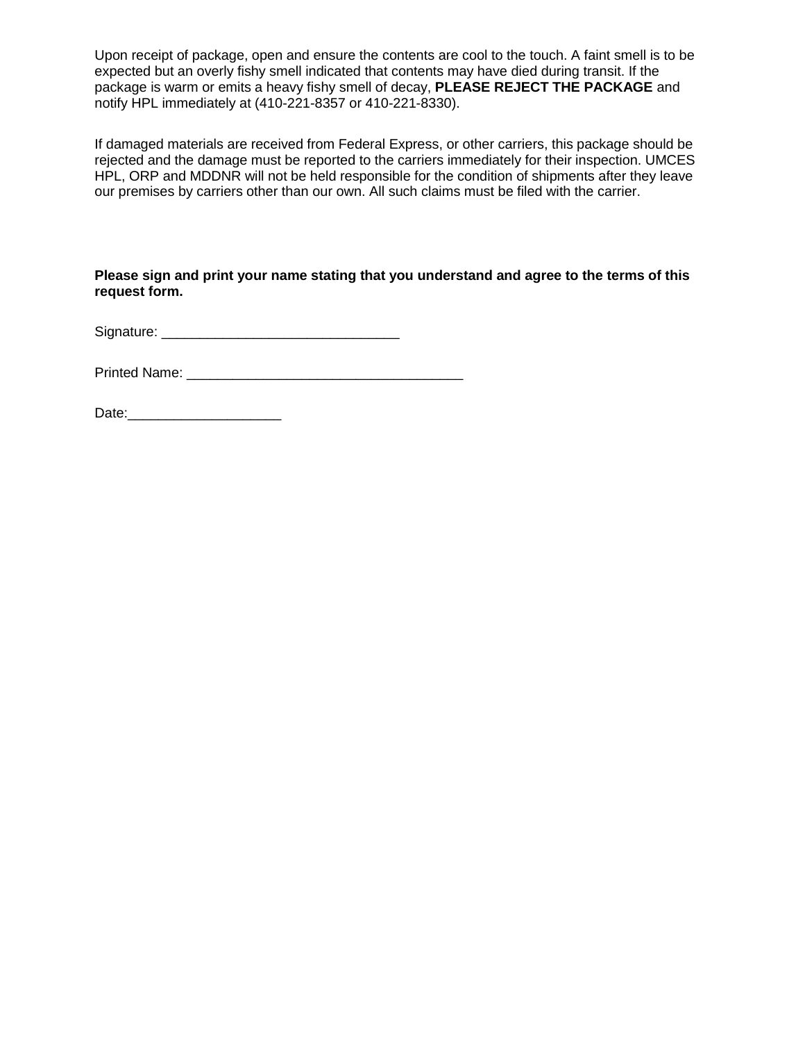Upon receipt of package, open and ensure the contents are cool to the touch. A faint smell is to be expected but an overly fishy smell indicated that contents may have died during transit. If the package is warm or emits a heavy fishy smell of decay, **PLEASE REJECT THE PACKAGE** and notify HPL immediately at (410-221-8357 or 410-221-8330).

If damaged materials are received from Federal Express, or other carriers, this package should be rejected and the damage must be reported to the carriers immediately for their inspection. UMCES HPL, ORP and MDDNR will not be held responsible for the condition of shipments after they leave our premises by carriers other than our own. All such claims must be filed with the carrier.

**Please sign and print your name stating that you understand and agree to the terms of this request form.**

Signature: _______________________________

Printed Name: ____________________________________

Date:____________________